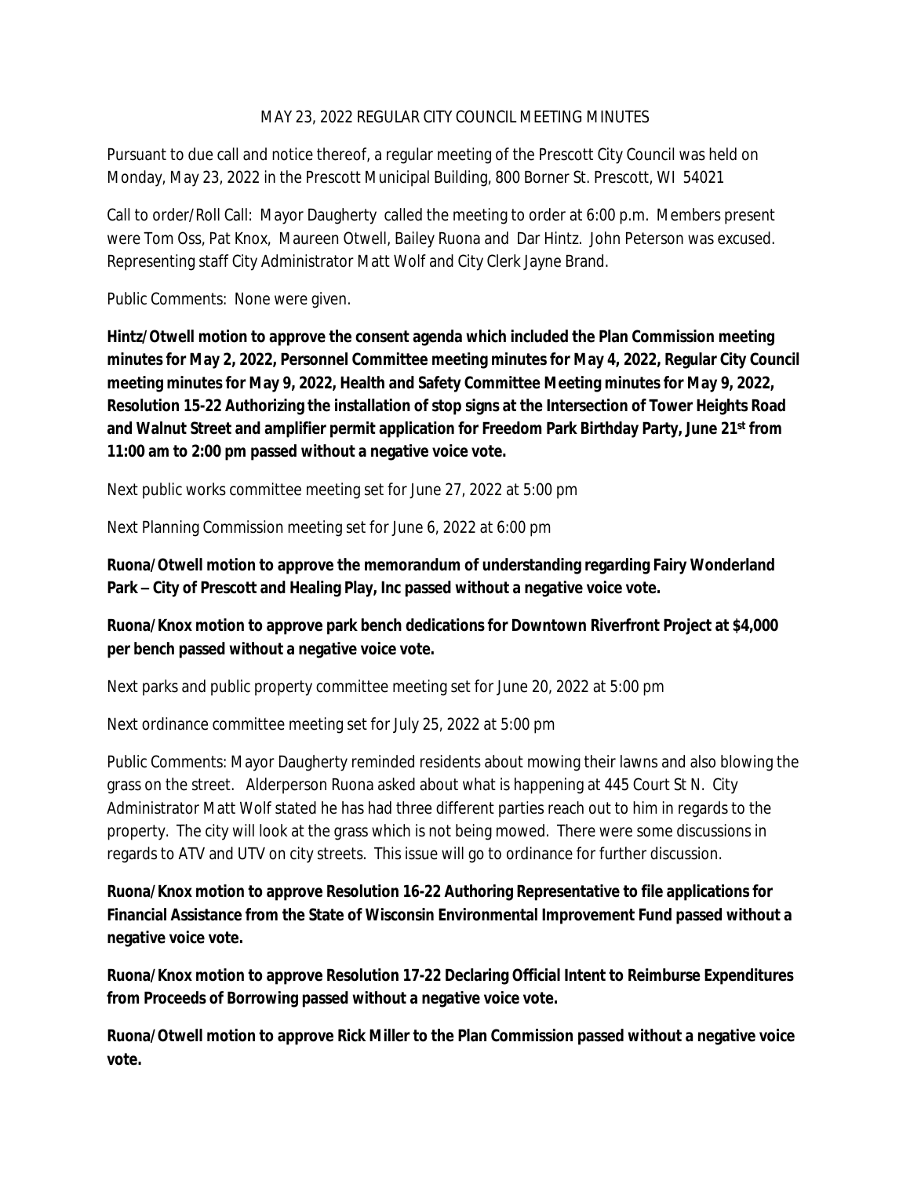MAY 23, 2022 REGULAR CITY COUNCIL MEETING MINUTES

Pursuant to due call and notice thereof, a regular meeting of the Prescott City Council was held on Monday, May 23, 2022 in the Prescott Municipal Building, 800 Borner St. Prescott, WI 54021

Call to order/Roll Call: Mayor Daugherty called the meeting to order at 6:00 p.m. Members present were Tom Oss, Pat Knox, Maureen Otwell, Bailey Ruona and Dar Hintz. John Peterson was excused. Representing staff City Administrator Matt Wolf and City Clerk Jayne Brand.

Public Comments: None were given.

**Hintz/Otwell motion to approve the consent agenda which included the Plan Commission meeting minutes for May 2, 2022, Personnel Committee meeting minutes for May 4, 2022, Regular City Council meeting minutes for May 9, 2022, Health and Safety Committee Meeting minutes for May 9, 2022, Resolution 15-22 Authorizing the installation of stop signs at the Intersection of Tower Heights Road and Walnut Street and amplifier permit application for Freedom Park Birthday Party, June 21st from 11:00 am to 2:00 pm passed without a negative voice vote.**

Next public works committee meeting set for June 27, 2022 at 5:00 pm

Next Planning Commission meeting set for June 6, 2022 at 6:00 pm

**Ruona/Otwell motion to approve the memorandum of understanding regarding Fairy Wonderland Park – City of Prescott and Healing Play, Inc passed without a negative voice vote.**

**Ruona/Knox motion to approve park bench dedications for Downtown Riverfront Project at $4,000 per bench passed without a negative voice vote.**

Next parks and public property committee meeting set for June 20, 2022 at 5:00 pm

Next ordinance committee meeting set for July 25, 2022 at 5:00 pm

Public Comments: Mayor Daugherty reminded residents about mowing their lawns and also blowing the grass on the street. Alderperson Ruona asked about what is happening at 445 Court St N. City Administrator Matt Wolf stated he has had three different parties reach out to him in regards to the property. The city will look at the grass which is not being mowed. There were some discussions in regards to ATV and UTV on city streets. This issue will go to ordinance for further discussion.

**Ruona/Knox motion to approve Resolution 16-22 Authoring Representative to file applications for Financial Assistance from the State of Wisconsin Environmental Improvement Fund passed without a negative voice vote.**

**Ruona/Knox motion to approve Resolution 17-22 Declaring Official Intent to Reimburse Expenditures from Proceeds of Borrowing passed without a negative voice vote.**

**Ruona/Otwell motion to approve Rick Miller to the Plan Commission passed without a negative voice vote.**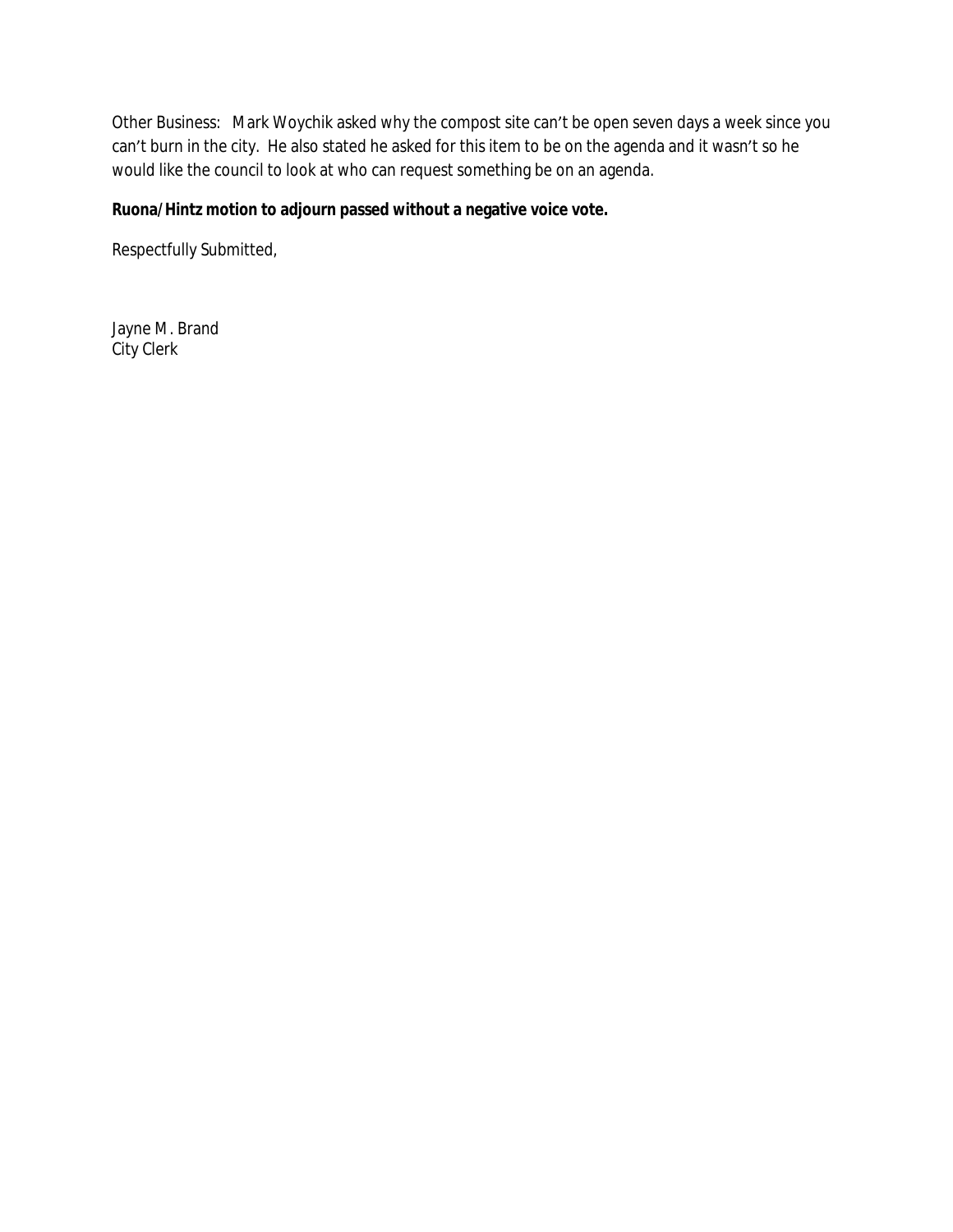Other Business: Mark Woychik asked why the compost site can't be open seven days a week since you can't burn in the city. He also stated he asked for this item to be on the agenda and it wasn't so he would like the council to look at who can request something be on an agenda.

**Ruona/Hintz motion to adjourn passed without a negative voice vote.**

Respectfully Submitted,

Jayne M. Brand
City Clerk